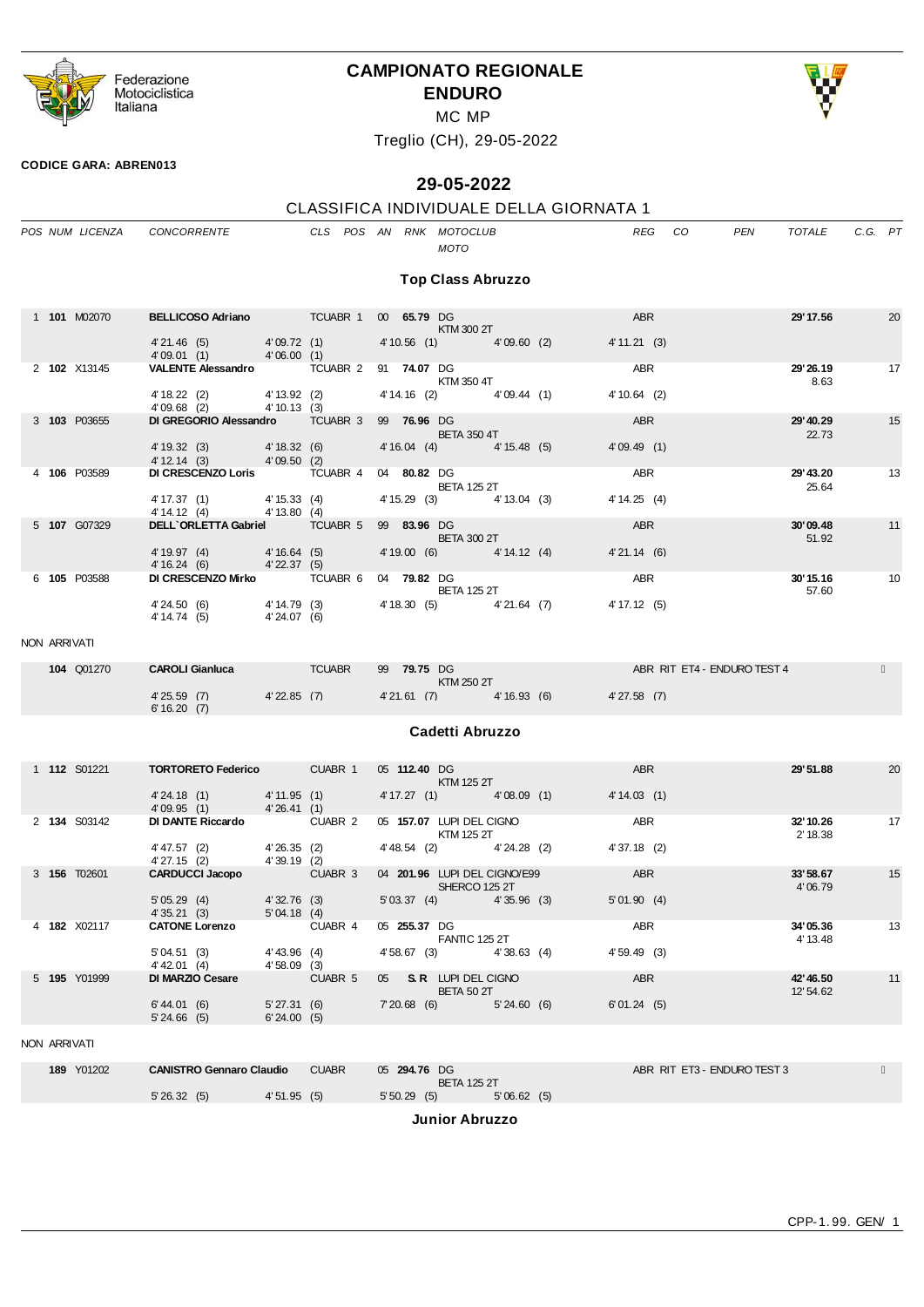# CAMPIONATO REGIONALE ENDURO

MC MP

Treglio (CH), 29-05-2022

**CODICE GARA: ABREN013**

## 29-05-2022

### CLASSIFICA INDIVIDUALE DELLA GIORNATA 1

### Top Class Abruzzo

| POS | NUM | LICENZA | CONCORRENTE | CLS | POS | AN | RNK | MOTOCLUB / MOTO | REG | CO | PEN | TOTALE | C.G. | PT |
|---|---|---|---|---|---|---|---|---|---|---|---|---|---|---|
| 1 | **101** | M02070 | **BELLICOSO Adriano** | TCUABR | 1 | 00 | **65.79** | DG / KTM 300 2T | ABR | | | **29'17.56** | | 20 |
| | | | 4'21.46 (5) / 4'09.01 (1) | 4'09.72 (1) / 4'06.00 (1) | | | 4'10.56 (1) | 4'09.60 (2) | 4'11.21 (3) | | | | | |
| 2 | **102** | X13145 | **VALENTE Alessandro** | TCUABR | 2 | 91 | **74.07** | DG / KTM 350 4T | ABR | | | **29'26.19** | 8.63 | 17 |
| | | | 4'18.22 (2) / 4'09.68 (2) | 4'13.92 (2) / 4'10.13 (3) | | | 4'14.16 (2) | 4'09.44 (1) | 4'10.64 (2) | | | | | |
| 3 | **103** | P03655 | **DI GREGORIO Alessandro** | TCUABR | 3 | 99 | **76.96** | DG / BETA 350 4T | ABR | | | **29'40.29** | 22.73 | 15 |
| | | | 4'19.32 (3) / 4'12.14 (3) | 4'18.32 (6) / 4'09.50 (2) | | | 4'16.04 (4) | 4'15.48 (5) | 4'09.49 (1) | | | | | |
| 4 | **106** | P03589 | **DI CRESCENZO Loris** | TCUABR | 4 | 04 | **80.82** | DG / BETA 125 2T | ABR | | | **29'43.20** | 25.64 | 13 |
| | | | 4'17.37 (1) / 4'14.12 (4) | 4'15.33 (4) / 4'13.80 (4) | | | 4'15.29 (3) | 4'13.04 (3) | 4'14.25 (4) | | | | | |
| 5 | **107** | G07329 | **DELL`ORLETTA Gabriel** | TCUABR | 5 | 99 | **83.96** | DG / BETA 300 2T | ABR | | | **30'09.48** | 51.92 | 11 |
| | | | 4'19.97 (4) / 4'16.24 (6) | 4'16.64 (5) / 4'22.37 (5) | | | 4'19.00 (6) | 4'14.12 (4) | 4'21.14 (6) | | | | | |
| 6 | **105** | P03588 | **DI CRESCENZO Mirko** | TCUABR | 6 | 04 | **79.82** | DG / BETA 125 2T | ABR | | | **30'15.16** | 57.60 | 10 |
| | | | 4'24.50 (6) / 4'14.74 (5) | 4'14.79 (3) / 4'24.07 (6) | | | 4'18.30 (5) | 4'21.64 (7) | 4'17.12 (5) | | | | | |

NON ARRIVATI

| NUM | LICENZA | CONCORRENTE | CLS | AN | RNK | MOTOCLUB / MOTO | REG | NOTE |
|---|---|---|---|---|---|---|---|---|
| **104** | Q01270 | **CAROLI Gianluca** | TCUABR | 99 | **79.75** | DG / KTM 250 2T | ABR | RIT ET4 - ENDURO TEST 4 |
| | | 4'25.59 (7) / 6'16.20 (7) | 4'22.85 (7) | | 4'21.61 (7) | 4'16.93 (6) | 4'27.58 (7) | |

### Cadetti Abruzzo

| POS | NUM | LICENZA | CONCORRENTE | CLS | POS | AN | RNK | MOTOCLUB / MOTO | REG | CO | PEN | TOTALE | C.G. | PT |
|---|---|---|---|---|---|---|---|---|---|---|---|---|---|---|
| 1 | **112** | S01221 | **TORTORETO Federico** | CUABR | 1 | 05 | **112.40** | DG / KTM 125 2T | ABR | | | **29'51.88** | | 20 |
| | | | 4'24.18 (1) / 4'09.95 (1) | 4'11.95 (1) / 4'26.41 (1) | | | 4'17.27 (1) | 4'08.09 (1) | 4'14.03 (1) | | | | | |
| 2 | **134** | S03142 | **DI DANTE Riccardo** | CUABR | 2 | 05 | **157.07** | LUPI DEL CIGNO / KTM 125 2T | ABR | | | **32'10.26** | 2'18.38 | 17 |
| | | | 4'47.57 (2) / 4'27.15 (2) | 4'26.35 (2) / 4'39.19 (2) | | | 4'48.54 (2) | 4'24.28 (2) | 4'37.18 (2) | | | | | |
| 3 | **156** | T02601 | **CARDUCCI Jacopo** | CUABR | 3 | 04 | **201.96** | LUPI DEL CIGNO/E99 / SHERCO 125 2T | ABR | | | **33'58.67** | 4'06.79 | 15 |
| | | | 5'05.29 (4) / 4'35.21 (3) | 4'32.76 (3) / 5'04.18 (4) | | | 5'03.37 (4) | 4'35.96 (3) | 5'01.90 (4) | | | | | |
| 4 | **182** | X02117 | **CATONE Lorenzo** | CUABR | 4 | 05 | **255.37** | DG / FANTIC 125 2T | ABR | | | **34'05.36** | 4'13.48 | 13 |
| | | | 5'04.51 (3) / 4'42.01 (4) | 4'43.96 (4) / 4'58.09 (3) | | | 4'58.67 (3) | 4'38.63 (4) | 4'59.49 (3) | | | | | |
| 5 | **195** | Y01999 | **DI MARZIO Cesare** | CUABR | 5 | 05 | **S.R** | LUPI DEL CIGNO / BETA 50 2T | ABR | | | **42'46.50** | 12'54.62 | 11 |
| | | | 6'44.01 (6) / 5'24.66 (5) | 5'27.31 (6) / 6'24.00 (5) | | | 7'20.68 (6) | 5'24.60 (6) | 6'01.24 (5) | | | | | |

NON ARRIVATI

| NUM | LICENZA | CONCORRENTE | CLS | AN | RNK | MOTOCLUB / MOTO | REG | NOTE |
|---|---|---|---|---|---|---|---|---|
| **189** | Y01202 | **CANISTRO Gennaro Claudio** | CUABR | 05 | **294.76** | DG / BETA 125 2T | ABR | RIT ET3 - ENDURO TEST 3 |
| | | 5'26.32 (5) | 4'51.95 (5) | | 5'50.29 (5) | 5'06.62 (5) | | |

### Junior Abruzzo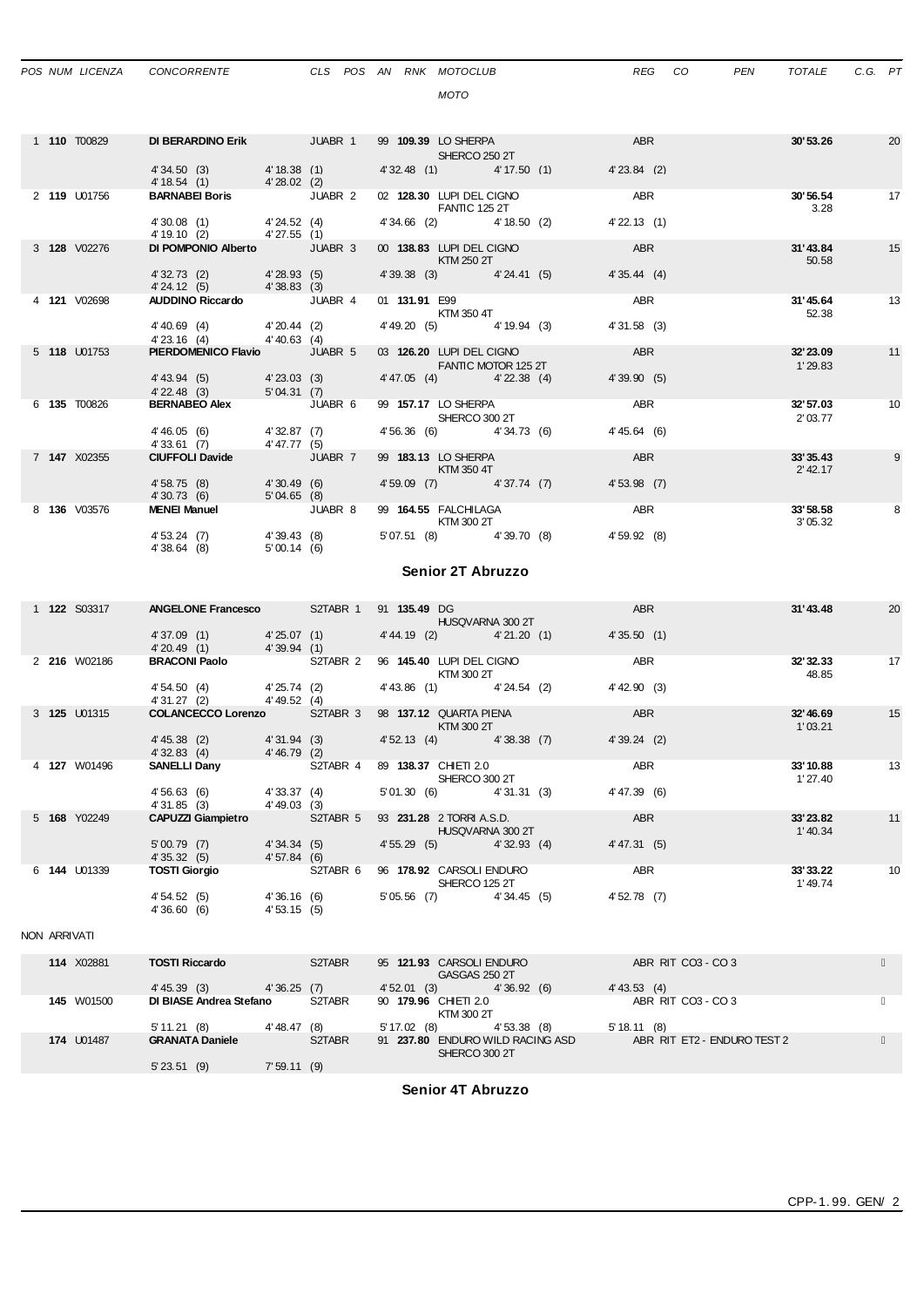| POS | NUM | LICENZA | CONCORRENTE | CLS | POS | AN | RNK | MOTOCLUB / MOTO | REG | CO | PEN | TOTALE | C.G. | PT |
|---|---|---|---|---|---|---|---|---|---|---|---|---|---|---|
| 1 | **110** | T00829 | **DI BERARDINO Erik** | JUABR | 1 | 99 | **109.39** | LO SHERPA / SHERCO 250 2T | ABR | | | **30'53.26** | | 20 |
| | | | 4'34.50 (3) · 4'18.38 (1) · 4'32.48 (1) · 4'17.50 (1) · 4'23.84 (2) · 4'18.54 (1) · 4'28.02 (2) | | | | | | | | | | | |
| 2 | **119** | U01756 | **BARNABEI Boris** | JUABR | 2 | 02 | **128.30** | LUPI DEL CIGNO / FANTIC 125 2T | ABR | | | **30'56.54** 3.28 | | 17 |
| | | | 4'30.08 (1) · 4'24.52 (4) · 4'34.66 (2) · 4'18.50 (2) · 4'22.13 (1) · 4'19.10 (2) · 4'27.55 (1) | | | | | | | | | | | |
| 3 | **128** | V02276 | **DI POMPONIO Alberto** | JUABR | 3 | 00 | **138.83** | LUPI DEL CIGNO / KTM 250 2T | ABR | | | **31'43.84** 50.58 | | 15 |
| | | | 4'32.73 (2) · 4'28.93 (5) · 4'39.38 (3) · 4'24.41 (5) · 4'35.44 (4) · 4'24.12 (5) · 4'38.83 (3) | | | | | | | | | | | |
| 4 | **121** | V02698 | **AUDDINO Riccardo** | JUABR | 4 | 01 | **131.91** | E99 / KTM 350 4T | ABR | | | **31'45.64** 52.38 | | 13 |
| | | | 4'40.69 (4) · 4'20.44 (2) · 4'49.20 (5) · 4'19.94 (3) · 4'31.58 (3) · 4'23.16 (4) · 4'40.63 (4) | | | | | | | | | | | |
| 5 | **118** | U01753 | **PIERDOMENICO Flavio** | JUABR | 5 | 03 | **126.20** | LUPI DEL CIGNO / FANTIC MOTOR 125 2T | ABR | | | **32'23.09** 1'29.83 | | 11 |
| | | | 4'43.94 (5) · 4'23.03 (3) · 4'47.05 (4) · 4'22.38 (4) · 4'39.90 (5) · 4'22.48 (3) · 5'04.31 (7) | | | | | | | | | | | |
| 6 | **135** | T00826 | **BERNABEO Alex** | JUABR | 6 | 99 | **157.17** | LO SHERPA / SHERCO 300 2T | ABR | | | **32'57.03** 2'03.77 | | 10 |
| | | | 4'46.05 (6) · 4'32.87 (7) · 4'56.36 (6) · 4'34.73 (6) · 4'45.64 (6) · 4'33.61 (7) · 4'47.77 (5) | | | | | | | | | | | |
| 7 | **147** | X02355 | **CIUFFOLI Davide** | JUABR | 7 | 99 | **183.13** | LO SHERPA / KTM 350 4T | ABR | | | **33'35.43** 2'42.17 | | 9 |
| | | | 4'58.75 (8) · 4'30.49 (6) · 4'59.09 (7) · 4'37.74 (7) · 4'53.98 (7) · 4'30.73 (6) · 5'04.65 (8) | | | | | | | | | | | |
| 8 | **136** | V03576 | **MENEI Manuel** | JUABR | 8 | 99 | **164.55** | FALCHILAGA / KTM 300 2T | ABR | | | **33'58.58** 3'05.32 | | 8 |
| | | | 4'53.24 (7) · 4'39.43 (8) · 5'07.51 (8) · 4'39.70 (8) · 4'59.92 (8) · 4'38.64 (8) · 5'00.14 (6) | | | | | | | | | | | |

## Senior 2T Abruzzo

| POS | NUM | LICENZA | CONCORRENTE | CLS | POS | AN | RNK | MOTOCLUB / MOTO | REG | CO | PEN | TOTALE | C.G. | PT |
|---|---|---|---|---|---|---|---|---|---|---|---|---|---|---|
| 1 | **122** | S03317 | **ANGELONE Francesco** | S2TABR | 1 | 91 | **135.49** | DG / HUSQVARNA 300 2T | ABR | | | **31'43.48** | | 20 |
| | | | 4'37.09 (1) · 4'25.07 (1) · 4'44.19 (2) · 4'21.20 (1) · 4'35.50 (1) · 4'20.49 (1) · 4'39.94 (1) | | | | | | | | | | | |
| 2 | **216** | W02186 | **BRACONI Paolo** | S2TABR | 2 | 96 | **145.40** | LUPI DEL CIGNO / KTM 300 2T | ABR | | | **32'32.33** 48.85 | | 17 |
| | | | 4'54.50 (4) · 4'25.74 (2) · 4'43.86 (1) · 4'24.54 (2) · 4'42.90 (3) · 4'31.27 (2) · 4'49.52 (4) | | | | | | | | | | | |
| 3 | **125** | U01315 | **COLANCECCO Lorenzo** | S2TABR | 3 | 98 | **137.12** | QUARTA PIENA / KTM 300 2T | ABR | | | **32'46.69** 1'03.21 | | 15 |
| | | | 4'45.38 (2) · 4'31.94 (3) · 4'52.13 (4) · 4'38.38 (7) · 4'39.24 (2) · 4'32.83 (4) · 4'46.79 (2) | | | | | | | | | | | |
| 4 | **127** | W01496 | **SANELLI Dany** | S2TABR | 4 | 89 | **138.37** | CHIETI 2.0 / SHERCO 300 2T | ABR | | | **33'10.88** 1'27.40 | | 13 |
| | | | 4'56.63 (6) · 4'33.37 (4) · 5'01.30 (6) · 4'31.31 (3) · 4'47.39 (6) · 4'31.85 (3) · 4'49.03 (3) | | | | | | | | | | | |
| 5 | **168** | Y02249 | **CAPUZZI Giampietro** | S2TABR | 5 | 93 | **231.28** | 2 TORRI A.S.D. / HUSQVARNA 300 2T | ABR | | | **33'23.82** 1'40.34 | | 11 |
| | | | 5'00.79 (7) · 4'34.34 (5) · 4'55.29 (5) · 4'32.93 (4) · 4'47.31 (5) · 4'35.32 (5) · 4'57.84 (6) | | | | | | | | | | | |
| 6 | **144** | U01339 | **TOSTI Giorgio** | S2TABR | 6 | 96 | **178.92** | CARSOLI ENDURO / SHERCO 125 2T | ABR | | | **33'33.22** 1'49.74 | | 10 |
| | | | 4'54.52 (5) · 4'36.16 (6) · 5'05.56 (7) · 4'34.45 (5) · 4'52.78 (7) · 4'36.60 (6) · 4'53.15 (5) | | | | | | | | | | | |

NON ARRIVATI

| POS | NUM | LICENZA | CONCORRENTE | CLS | POS | AN | RNK | MOTOCLUB / MOTO | REG | CO | PEN | TOTALE | C.G. | PT |
|---|---|---|---|---|---|---|---|---|---|---|---|---|---|---|
| | **114** | X02881 | **TOSTI Riccardo** | S2TABR | | 95 | **121.93** | CARSOLI ENDURO / GASGAS 250 2T | ABR RIT CO3 - CO 3 | | | | | |
| | | | 4'45.39 (3) · 4'36.25 (7) · 4'52.01 (3) · 4'36.92 (6) · 4'43.53 (4) | | | | | | | | | | | |
| | **145** | W01500 | **DI BIASE Andrea Stefano** | S2TABR | | 90 | **179.96** | CHIETI 2.0 / KTM 300 2T | ABR RIT CO3 - CO 3 | | | | | |
| | | | 5'11.21 (8) · 4'48.47 (8) · 5'17.02 (8) · 4'53.38 (8) · 5'18.11 (8) | | | | | | | | | | | |
| | **174** | U01487 | **GRANATA Daniele** | S2TABR | | 91 | **237.80** | ENDURO WILD RACING ASD / SHERCO 300 2T | ABR RIT ET2 - ENDURO TEST 2 | | | | | |
| | | | 5'23.51 (9) · 7'59.11 (9) | | | | | | | | | | | |

## Senior 4T Abruzzo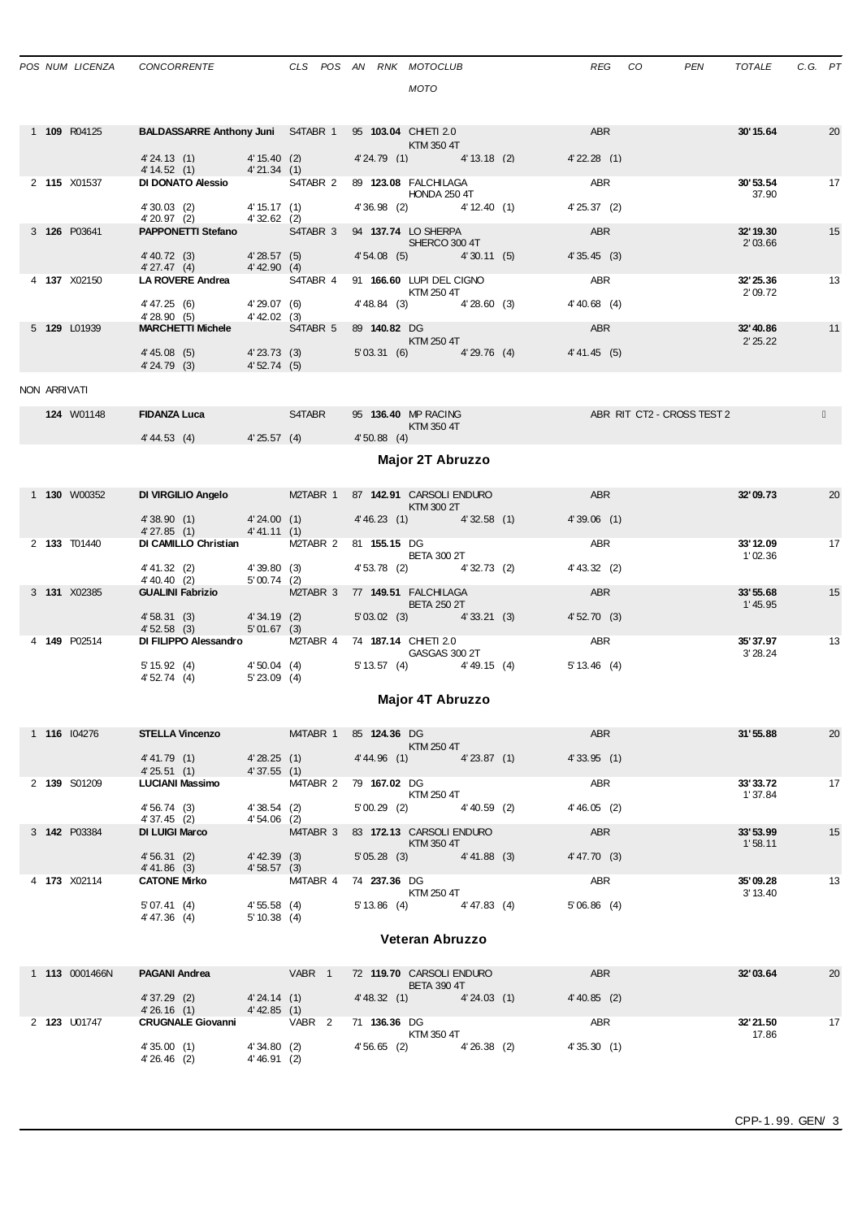| POS | NUM | LICENZA | CONCORRENTE | CLS | POS | AN | RNK | MOTOCLUB / MOTO | REG | CO | PEN | TOTALE | C.G. | PT |
|---|---|---|---|---|---|---|---|---|---|---|---|---|---|---|
| 1 | **109** | R04125 | **BALDASSARRE Anthony Juni** | S4TABR | 1 | 95 | **103.04** | CHIETI 2.0 / KTM 350 4T | ABR | | | **30'15.64** | | 20 |
| | | | 4'24.13 (1) / 4'14.52 (1) | 4'15.40 (2) / 4'21.34 (1) | | | 4'24.79 (1) | 4'13.18 (2) | 4'22.28 (1) | | | | | |
| 2 | **115** | X01537 | **DI DONATO Alessio** | S4TABR | 2 | 89 | **123.08** | FALCHILAGA / HONDA 250 4T | ABR | | | **30'53.54** / 37.90 | | 17 |
| | | | 4'30.03 (2) / 4'20.97 (2) | 4'15.17 (1) / 4'32.62 (2) | | | 4'36.98 (2) | 4'12.40 (1) | 4'25.37 (2) | | | | | |
| 3 | **126** | P03641 | **PAPPONETTI Stefano** | S4TABR | 3 | 94 | **137.74** | LO SHERPA / SHERCO 300 4T | ABR | | | **32'19.30** / 2'03.66 | | 15 |
| | | | 4'40.72 (3) / 4'27.47 (4) | 4'28.57 (5) / 4'42.90 (4) | | | 4'54.08 (5) | 4'30.11 (5) | 4'35.45 (3) | | | | | |
| 4 | **137** | X02150 | **LA ROVERE Andrea** | S4TABR | 4 | 91 | **166.60** | LUPI DEL CIGNO / KTM 250 4T | ABR | | | **32'25.36** / 2'09.72 | | 13 |
| | | | 4'47.25 (6) / 4'28.90 (5) | 4'29.07 (6) / 4'42.02 (3) | | | 4'48.84 (3) | 4'28.60 (3) | 4'40.68 (4) | | | | | |
| 5 | **129** | L01939 | **MARCHETTI Michele** | S4TABR | 5 | 89 | **140.82** | DG / KTM 250 4T | ABR | | | **32'40.86** / 2'25.22 | | 11 |
| | | | 4'45.08 (5) / 4'24.79 (3) | 4'23.73 (3) / 4'52.74 (5) | | | 5'03.31 (6) | 4'29.76 (4) | 4'41.45 (5) | | | | | |

NON ARRIVATI

| POS | NUM | LICENZA | CONCORRENTE | CLS | POS | AN | RNK | MOTOCLUB / MOTO | REG | CO | PEN | TOTALE | C.G. | PT |
|---|---|---|---|---|---|---|---|---|---|---|---|---|---|---|
| | **124** | W01148 | **FIDANZA Luca** | S4TABR | | 95 | **136.40** | MP RACING / KTM 350 4T | ABR | RIT CT2 - CROSS TEST 2 | | | | |
| | | | 4'44.53 (4) | 4'25.57 (4) | | | 4'50.88 (4) | | | | | | | |

## Major 2T Abruzzo

| POS | NUM | LICENZA | CONCORRENTE | CLS | POS | AN | RNK | MOTOCLUB / MOTO | REG | CO | PEN | TOTALE | C.G. | PT |
|---|---|---|---|---|---|---|---|---|---|---|---|---|---|---|
| 1 | **130** | W00352 | **DI VIRGILIO Angelo** | M2TABR | 1 | 87 | **142.91** | CARSOLI ENDURO / KTM 300 2T | ABR | | | **32'09.73** | | 20 |
| | | | 4'38.90 (1) / 4'27.85 (1) | 4'24.00 (1) / 4'41.11 (1) | | | 4'46.23 (1) | 4'32.58 (1) | 4'39.06 (1) | | | | | |
| 2 | **133** | T01440 | **DI CAMILLO Christian** | M2TABR | 2 | 81 | **155.15** | DG / BETA 300 2T | ABR | | | **33'12.09** / 1'02.36 | | 17 |
| | | | 4'41.32 (2) / 4'40.40 (2) | 4'39.80 (3) / 5'00.74 (2) | | | 4'53.78 (2) | 4'32.73 (2) | 4'43.32 (2) | | | | | |
| 3 | **131** | X02385 | **GUALINI Fabrizio** | M2TABR | 3 | 77 | **149.51** | FALCHILAGA / BETA 250 2T | ABR | | | **33'55.68** / 1'45.95 | | 15 |
| | | | 4'58.31 (3) / 4'52.58 (3) | 4'34.19 (2) / 5'01.67 (3) | | | 5'03.02 (3) | 4'33.21 (3) | 4'52.70 (3) | | | | | |
| 4 | **149** | P02514 | **DI FILIPPO Alessandro** | M2TABR | 4 | 74 | **187.14** | CHIETI 2.0 / GASGAS 300 2T | ABR | | | **35'37.97** / 3'28.24 | | 13 |
| | | | 5'15.92 (4) / 4'52.74 (4) | 4'50.04 (4) / 5'23.09 (4) | | | 5'13.57 (4) | 4'49.15 (4) | 5'13.46 (4) | | | | | |

## Major 4T Abruzzo

| POS | NUM | LICENZA | CONCORRENTE | CLS | POS | AN | RNK | MOTOCLUB / MOTO | REG | CO | PEN | TOTALE | C.G. | PT |
|---|---|---|---|---|---|---|---|---|---|---|---|---|---|---|
| 1 | **116** | I04276 | **STELLA Vincenzo** | M4TABR | 1 | 85 | **124.36** | DG / KTM 250 4T | ABR | | | **31'55.88** | | 20 |
| | | | 4'41.79 (1) / 4'25.51 (1) | 4'28.25 (1) / 4'37.55 (1) | | | 4'44.96 (1) | 4'23.87 (1) | 4'33.95 (1) | | | | | |
| 2 | **139** | S01209 | **LUCIANI Massimo** | M4TABR | 2 | 79 | **167.02** | DG / KTM 250 4T | ABR | | | **33'33.72** / 1'37.84 | | 17 |
| | | | 4'56.74 (3) / 4'37.45 (2) | 4'38.54 (2) / 4'54.06 (2) | | | 5'00.29 (2) | 4'40.59 (2) | 4'46.05 (2) | | | | | |
| 3 | **142** | P03384 | **DI LUIGI Marco** | M4TABR | 3 | 83 | **172.13** | CARSOLI ENDURO / KTM 350 4T | ABR | | | **33'53.99** / 1'58.11 | | 15 |
| | | | 4'56.31 (2) / 4'41.86 (3) | 4'42.39 (3) / 4'58.57 (3) | | | 5'05.28 (3) | 4'41.88 (3) | 4'47.70 (3) | | | | | |
| 4 | **173** | X02114 | **CATONE Mirko** | M4TABR | 4 | 74 | **237.36** | DG / KTM 250 4T | ABR | | | **35'09.28** / 3'13.40 | | 13 |
| | | | 5'07.41 (4) / 4'47.36 (4) | 4'55.58 (4) / 5'10.38 (4) | | | 5'13.86 (4) | 4'47.83 (4) | 5'06.86 (4) | | | | | |

## Veteran Abruzzo

| POS | NUM | LICENZA | CONCORRENTE | CLS | POS | AN | RNK | MOTOCLUB / MOTO | REG | CO | PEN | TOTALE | C.G. | PT |
|---|---|---|---|---|---|---|---|---|---|---|---|---|---|---|
| 1 | **113** | 0001466N | **PAGANI Andrea** | VABR | 1 | 72 | **119.70** | CARSOLI ENDURO / BETA 390 4T | ABR | | | **32'03.64** | | 20 |
| | | | 4'37.29 (2) / 4'26.16 (1) | 4'24.14 (1) / 4'42.85 (1) | | | 4'48.32 (1) | 4'24.03 (1) | 4'40.85 (2) | | | | | |
| 2 | **123** | U01747 | **CRUGNALE Giovanni** | VABR | 2 | 71 | **136.36** | DG / KTM 350 4T | ABR | | | **32'21.50** / 17.86 | | 17 |
| | | | 4'35.00 (1) / 4'26.46 (2) | 4'34.80 (2) / 4'46.91 (2) | | | 4'56.65 (2) | 4'26.38 (2) | 4'35.30 (1) | | | | | |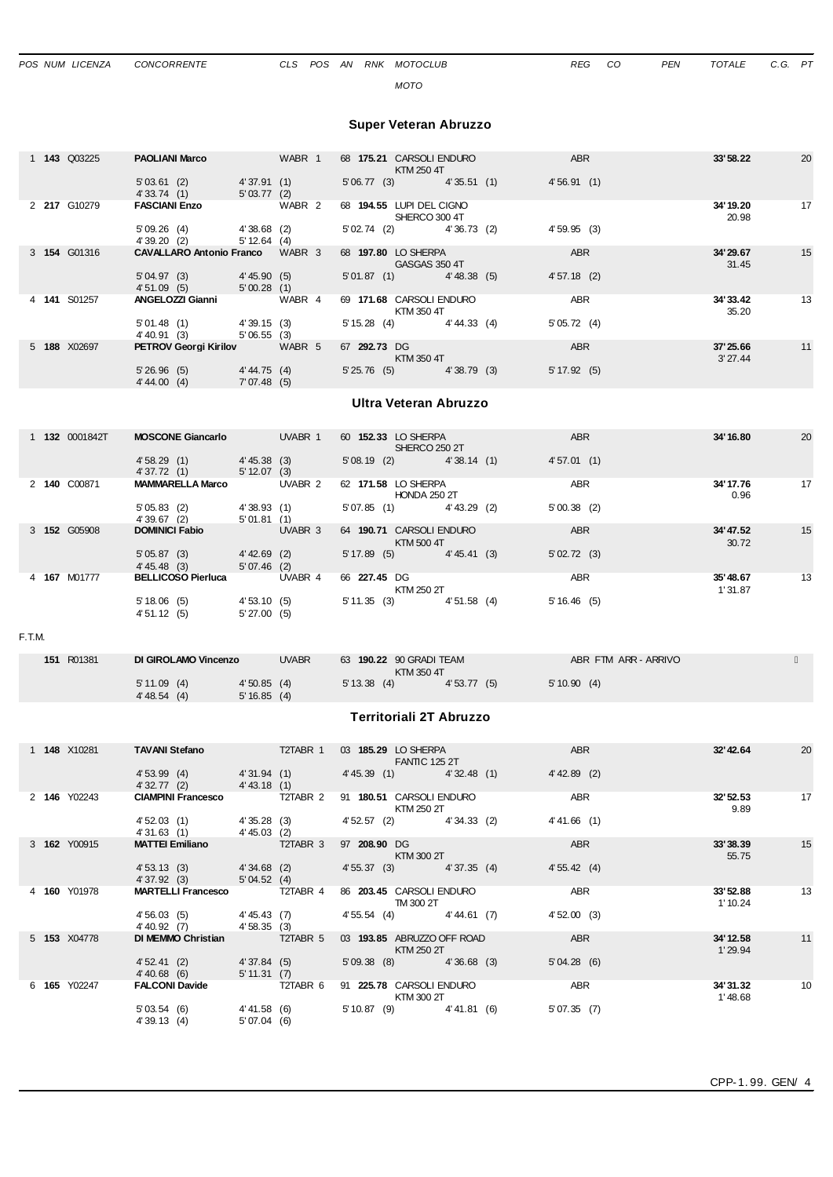| POS | NUM | LICENZA | CONCORRENTE | CLS | POS | AN | RNK | MOTOCLUB / MOTO | REG | CO | PEN | TOTALE | C.G. | PT |
|---|---|---|---|---|---|---|---|---|---|---|---|---|---|---|

## Super Veteran Abruzzo

| POS | NUM | LICENZA | CONCORRENTE | CLS | POS | AN | RNK | MOTOCLUB / MOTO | REG | CO | PEN | TOTALE | C.G. | PT |
|---|---|---|---|---|---|---|---|---|---|---|---|---|---|---|
| 1 | **143** | Q03225 | **PAOLIANI Marco** | WABR | 1 | 68 | **175.21** | CARSOLI ENDURO / KTM 250 4T | ABR | | | **33'58.22** | | 20 |
| | | | 5'03.61 (2) / 4'33.74 (1) | 4'37.91 (1) / 5'03.77 (2) | | | | 5'06.77 (3) / 4'35.51 (1) | 4'56.91 (1) | | | | | |
| 2 | **217** | G10279 | **FASCIANI Enzo** | WABR | 2 | 68 | **194.55** | LUPI DEL CIGNO / SHERCO 300 4T | | | | **34'19.20** / 20.98 | | 17 |
| | | | 5'09.26 (4) / 4'39.20 (2) | 4'38.68 (2) / 5'12.64 (4) | | | | 5'02.74 (2) / 4'36.73 (2) | 4'59.95 (3) | | | | | |
| 3 | **154** | G01316 | **CAVALLARO Antonio Franco** | WABR | 3 | 68 | **197.80** | LO SHERPA / GASGAS 350 4T | ABR | | | **34'29.67** / 31.45 | | 15 |
| | | | 5'04.97 (3) / 4'51.09 (5) | 4'45.90 (5) / 5'00.28 (1) | | | | 5'01.87 (1) / 4'48.38 (5) | 4'57.18 (2) | | | | | |
| 4 | **141** | S01257 | **ANGELOZZI Gianni** | WABR | 4 | 69 | **171.68** | CARSOLI ENDURO / KTM 350 4T | ABR | | | **34'33.42** / 35.20 | | 13 |
| | | | 5'01.48 (1) / 4'40.91 (3) | 4'39.15 (3) / 5'06.55 (3) | | | | 5'15.28 (4) / 4'44.33 (4) | 5'05.72 (4) | | | | | |
| 5 | **188** | X02697 | **PETROV Georgi Kirilov** | WABR | 5 | 67 | **292.73** | DG / KTM 350 4T | ABR | | | **37'25.66** / 3'27.44 | | 11 |
| | | | 5'26.96 (5) / 4'44.00 (4) | 4'44.75 (4) / 7'07.48 (5) | | | | 5'25.76 (5) / 4'38.79 (3) | 5'17.92 (5) | | | | | |

## Ultra Veteran Abruzzo

| POS | NUM | LICENZA | CONCORRENTE | CLS | POS | AN | RNK | MOTOCLUB / MOTO | REG | CO | PEN | TOTALE | C.G. | PT |
|---|---|---|---|---|---|---|---|---|---|---|---|---|---|---|
| 1 | **132** | 0001842T | **MOSCONE Giancarlo** | UVABR | 1 | 60 | **152.33** | LO SHERPA / SHERCO 250 2T | ABR | | | **34'16.80** | | 20 |
| | | | 4'58.29 (1) / 4'37.72 (1) | 4'45.38 (3) / 5'12.07 (3) | | | | 5'08.19 (2) / 4'38.14 (1) | 4'57.01 (1) | | | | | |
| 2 | **140** | C00871 | **MAMMARELLA Marco** | UVABR | 2 | 62 | **171.58** | LO SHERPA / HONDA 250 2T | ABR | | | **34'17.76** / 0.96 | | 17 |
| | | | 5'05.83 (2) / 4'39.67 (2) | 4'38.93 (1) / 5'01.81 (1) | | | | 5'07.85 (1) / 4'43.29 (2) | 5'00.38 (2) | | | | | |
| 3 | **152** | G05908 | **DOMINICI Fabio** | UVABR | 3 | 64 | **190.71** | CARSOLI ENDURO / KTM 500 4T | ABR | | | **34'47.52** / 30.72 | | 15 |
| | | | 5'05.87 (3) / 4'45.48 (3) | 4'42.69 (2) / 5'07.46 (2) | | | | 5'17.89 (5) / 4'45.41 (3) | 5'02.72 (3) | | | | | |
| 4 | **167** | M01777 | **BELLICOSO Pierluca** | UVABR | 4 | 66 | **227.45** | DG / KTM 250 2T | ABR | | | **35'48.67** / 1'31.87 | | 13 |
| | | | 5'18.06 (5) / 4'51.12 (5) | 4'53.10 (5) / 5'27.00 (5) | | | | 5'11.35 (3) / 4'51.58 (4) | 5'16.46 (5) | | | | | |

F.T.M.

| POS | NUM | LICENZA | CONCORRENTE | CLS | POS | AN | RNK | MOTOCLUB / MOTO | REG | CO | PEN | TOTALE | C.G. | PT |
|---|---|---|---|---|---|---|---|---|---|---|---|---|---|---|
| | **151** | R01381 | **DI GIROLAMO Vincenzo** | UVABR | | 63 | **190.22** | 90 GRADI TEAM / KTM 350 4T | ABR | FTM | ARR - ARRIVO | | | |
| | | | 5'11.09 (4) / 4'48.54 (4) | 4'50.85 (4) / 5'16.85 (4) | | | | 5'13.38 (4) / 4'53.77 (5) | 5'10.90 (4) | | | | | |

## Territoriali 2T Abruzzo

| POS | NUM | LICENZA | CONCORRENTE | CLS | POS | AN | RNK | MOTOCLUB / MOTO | REG | CO | PEN | TOTALE | C.G. | PT |
|---|---|---|---|---|---|---|---|---|---|---|---|---|---|---|
| 1 | **148** | X10281 | **TAVANI Stefano** | T2TABR | 1 | 03 | **185.29** | LO SHERPA / FANTIC 125 2T | ABR | | | **32'42.64** | | 20 |
| | | | 4'53.99 (4) / 4'32.77 (2) | 4'31.94 (1) / 4'43.18 (1) | | | | 4'45.39 (1) / 4'32.48 (1) | 4'42.89 (2) | | | | | |
| 2 | **146** | Y02243 | **CIAMPINI Francesco** | T2TABR | 2 | 91 | **180.51** | CARSOLI ENDURO / KTM 250 2T | ABR | | | **32'52.53** / 9.89 | | 17 |
| | | | 4'52.03 (1) / 4'31.63 (1) | 4'35.28 (3) / 4'45.03 (2) | | | | 4'52.57 (2) / 4'34.33 (2) | 4'41.66 (1) | | | | | |
| 3 | **162** | Y00915 | **MATTEI Emiliano** | T2TABR | 3 | 97 | **208.90** | DG / KTM 300 2T | ABR | | | **33'38.39** / 55.75 | | 15 |
| | | | 4'53.13 (3) / 4'37.92 (3) | 4'34.68 (2) / 5'04.52 (4) | | | | 4'55.37 (3) / 4'37.35 (4) | 4'55.42 (4) | | | | | |
| 4 | **160** | Y01978 | **MARTELLI Francesco** | T2TABR | 4 | 86 | **203.45** | CARSOLI ENDURO / TM 300 2T | ABR | | | **33'52.88** / 1'10.24 | | 13 |
| | | | 4'56.03 (5) / 4'40.92 (7) | 4'45.43 (7) / 4'58.35 (3) | | | | 4'55.54 (4) / 4'44.61 (7) | 4'52.00 (3) | | | | | |
| 5 | **153** | X04778 | **DI MEMMO Christian** | T2TABR | 5 | 03 | **193.85** | ABRUZZO OFF ROAD / KTM 250 2T | ABR | | | **34'12.58** / 1'29.94 | | 11 |
| | | | 4'52.41 (2) / 4'40.68 (6) | 4'37.84 (5) / 5'11.31 (7) | | | | 5'09.38 (8) / 4'36.68 (3) | 5'04.28 (6) | | | | | |
| 6 | **165** | Y02247 | **FALCONI Davide** | T2TABR | 6 | 91 | **225.78** | CARSOLI ENDURO / KTM 300 2T | ABR | | | **34'31.32** / 1'48.68 | | 10 |
| | | | 5'03.54 (6) / 4'39.13 (4) | 4'41.58 (6) / 5'07.04 (6) | | | | 5'10.87 (9) / 4'41.81 (6) | 5'07.35 (7) | | | | | |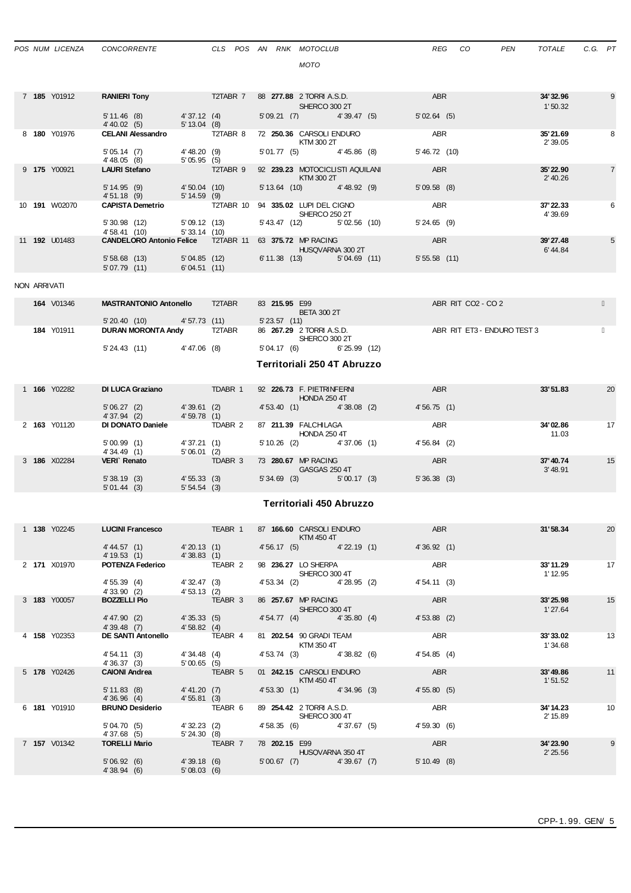| POS | NUM | LICENZA | CONCORRENTE | | CLS | POS | AN | RNK | MOTOCLUB / MOTO | | REG | CO | PEN | TOTALE | C.G. | PT |
|---|---|---|---|---|---|---|---|---|---|---|---|---|---|---|---|---|
| 7 | **185** | Y01912 | **RANIERI Tony** | | T2TABR | 7 | 88 | **277.88** | 2 TORRI A.S.D. / SHERCO 300 2T | | ABR | | | **34'32.96** 1'50.32 | | 9 |
| | | | 5'11.46 (8) / 4'40.02 (5) | 4'37.12 (4) / 5'13.04 (8) | | | 5'09.21 (7) | | 4'39.47 (5) | | 5'02.64 (5) | | | | | |
| 8 | **180** | Y01976 | **CELANI Alessandro** | | T2TABR | 8 | 72 | **250.36** | CARSOLI ENDURO / KTM 300 2T | | ABR | | | **35'21.69** 2'39.05 | | 8 |
| | | | 5'05.14 (7) / 4'48.05 (8) | 4'48.20 (9) / 5'05.95 (5) | | | 5'01.77 (5) | | 4'45.86 (8) | | 5'46.72 (10) | | | | | |
| 9 | **175** | Y00921 | **LAURI Stefano** | | T2TABR | 9 | 92 | **239.23** | MOTOCICLISTI AQUILANI / KTM 300 2T | | ABR | | | **35'22.90** 2'40.26 | | 7 |
| | | | 5'14.95 (9) / 4'51.18 (9) | 4'50.04 (10) / 5'14.59 (9) | | | 5'13.64 (10) | | 4'48.92 (9) | | 5'09.58 (8) | | | | | |
| 10 | **191** | W02070 | **CAPISTA Demetrio** | | T2TABR | 10 | 94 | **335.02** | LUPI DEL CIGNO / SHERCO 250 2T | | ABR | | | **37'22.33** 4'39.69 | | 6 |
| | | | 5'30.98 (12) / 4'58.41 (10) | 5'09.12 (13) / 5'33.14 (10) | | | 5'43.47 (12) | | 5'02.56 (10) | | 5'24.65 (9) | | | | | |
| 11 | **192** | U01483 | **CANDELORO Antonio Felice** | | T2TABR | 11 | 63 | **375.72** | MP RACING / HUSQVARNA 300 2T | | ABR | | | **39'27.48** 6'44.84 | | 5 |
| | | | 5'58.68 (13) / 5'07.79 (11) | 5'04.85 (12) / 6'04.51 (11) | | | 6'11.38 (13) | | 5'04.69 (11) | | 5'55.58 (11) | | | | | |

NON ARRIVATI

| NUM | LICENZA | CONCORRENTE | | CLS | AN | RNK | MOTOCLUB / MOTO | | REG | NOTE |
|---|---|---|---|---|---|---|---|---|---|---|
| **164** | V01346 | **MASTRANTONIO Antonello** | | T2TABR | 83 | **215.95** | E99 / BETA 300 2T | | ABR | RIT CO2 - CO 2 |
| | | 5'20.40 (10) | 4'57.73 (11) | | | 5'23.57 (11) | | | | |
| **184** | Y01911 | **DURAN MORONTA Andy** | | T2TABR | 86 | **267.29** | 2 TORRI A.S.D. / SHERCO 300 2T | | ABR | RIT ET3 - ENDURO TEST 3 |
| | | 5'24.43 (11) | 4'47.06 (8) | | | 5'04.17 (6) | | 6'25.99 (12) | | |

## Territoriali 250 4T Abruzzo

| POS | NUM | LICENZA | CONCORRENTE | | CLS | POS | AN | RNK | MOTOCLUB / MOTO | | REG | CO | PEN | TOTALE | C.G. | PT |
|---|---|---|---|---|---|---|---|---|---|---|---|---|---|---|---|---|
| 1 | **166** | Y02282 | **DI LUCA Graziano** | | TDABR | 1 | 92 | **226.73** | F. PIETRINFERNI / HONDA 250 4T | | ABR | | | **33'51.83** | | 20 |
| | | | 5'06.27 (2) / 4'37.94 (2) | 4'39.61 (2) / 4'59.78 (1) | | | 4'53.40 (1) | | 4'38.08 (2) | | 4'56.75 (1) | | | | | |
| 2 | **163** | Y01120 | **DI DONATO Daniele** | | TDABR | 2 | 87 | **211.39** | FALCHILAGA / HONDA 250 4T | | ABR | | | **34'02.86** 11.03 | | 17 |
| | | | 5'00.99 (1) / 4'34.49 (1) | 4'37.21 (1) / 5'06.01 (2) | | | 5'10.26 (2) | | 4'37.06 (1) | | 4'56.84 (2) | | | | | |
| 3 | **186** | X02284 | **VERI' Renato** | | TDABR | 3 | 73 | **280.67** | MP RACING / GASGAS 250 4T | | ABR | | | **37'40.74** 3'48.91 | | 15 |
| | | | 5'38.19 (3) / 5'01.44 (3) | 4'55.33 (3) / 5'54.54 (3) | | | 5'34.69 (3) | | 5'00.17 (3) | | 5'36.38 (3) | | | | | |

## Territoriali 450 Abruzzo

| POS | NUM | LICENZA | CONCORRENTE | | CLS | POS | AN | RNK | MOTOCLUB / MOTO | | REG | CO | PEN | TOTALE | C.G. | PT |
|---|---|---|---|---|---|---|---|---|---|---|---|---|---|---|---|---|
| 1 | **138** | Y02245 | **LUCINI Francesco** | | TEABR | 1 | 87 | **166.60** | CARSOLI ENDURO / KTM 450 4T | | ABR | | | **31'58.34** | | 20 |
| | | | 4'44.57 (1) / 4'19.53 (1) | 4'20.13 (1) / 4'38.83 (1) | | | 4'56.17 (5) | | 4'22.19 (1) | | 4'36.92 (1) | | | | | |
| 2 | **171** | X01970 | **POTENZA Federico** | | TEABR | 2 | 98 | **236.27** | LO SHERPA / SHERCO 300 4T | | ABR | | | **33'11.29** 1'12.95 | | 17 |
| | | | 4'55.39 (4) / 4'33.90 (2) | 4'32.47 (3) / 4'53.13 (2) | | | 4'53.34 (2) | | 4'28.95 (2) | | 4'54.11 (3) | | | | | |
| 3 | **183** | Y00057 | **BOZZELLI Pio** | | TEABR | 3 | 86 | **257.67** | MP RACING / SHERCO 300 4T | | ABR | | | **33'25.98** 1'27.64 | | 15 |
| | | | 4'47.90 (2) / 4'39.48 (7) | 4'35.33 (5) / 4'58.82 (4) | | | 4'54.77 (4) | | 4'35.80 (4) | | 4'53.88 (2) | | | | | |
| 4 | **158** | Y02353 | **DE SANTI Antonello** | | TEABR | 4 | 81 | **202.54** | 90 GRADI TEAM / KTM 350 4T | | ABR | | | **33'33.02** 1'34.68 | | 13 |
| | | | 4'54.11 (3) / 4'36.37 (3) | 4'34.48 (4) / 5'00.65 (5) | | | 4'53.74 (3) | | 4'38.82 (6) | | 4'54.85 (4) | | | | | |
| 5 | **178** | Y02426 | **CAIONI Andrea** | | TEABR | 5 | 01 | **242.15** | CARSOLI ENDURO / KTM 450 4T | | ABR | | | **33'49.86** 1'51.52 | | 11 |
| | | | 5'11.83 (8) / 4'36.96 (4) | 4'41.20 (7) / 4'55.81 (3) | | | 4'53.30 (1) | | 4'34.96 (3) | | 4'55.80 (5) | | | | | |
| 6 | **181** | Y01910 | **BRUNO Desiderio** | | TEABR | 6 | 89 | **254.42** | 2 TORRI A.S.D. / SHERCO 300 4T | | ABR | | | **34'14.23** 2'15.89 | | 10 |
| | | | 5'04.70 (5) / 4'37.68 (5) | 4'32.23 (2) / 5'24.30 (8) | | | 4'58.35 (6) | | 4'37.67 (5) | | 4'59.30 (6) | | | | | |
| 7 | **157** | V01342 | **TORELLI Mario** | | TEABR | 7 | 78 | **202.15** | E99 / HUSQVARNA 350 4T | | ABR | | | **34'23.90** 2'25.56 | | 9 |
| | | | 5'06.92 (6) / 4'38.94 (6) | 4'39.18 (6) / 5'08.03 (6) | | | 5'00.67 (7) | | 4'39.67 (7) | | 5'10.49 (8) | | | | | |

CPP-1.99. GEN/ 5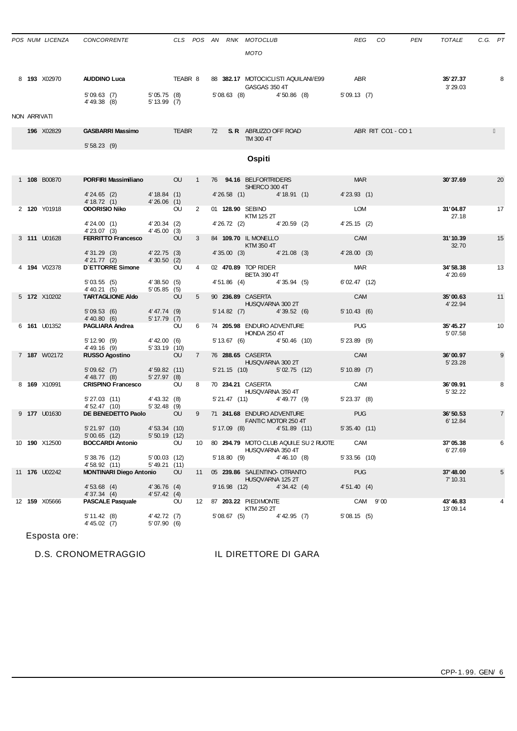| POS | NUM | LICENZA | CONCORRENTE | | CLS | POS | AN | RNK | MOTOCLUB / MOTO | | REG | CO | PEN | TOTALE | C.G. | PT |
|---|---|---|---|---|---|---|---|---|---|---|---|---|---|---|---|---|
| 8 | **193** | X02970 | **AUDDINO Luca** | | TEABR | 8 | 88 | **382.17** | MOTOCICLISTI AQUILANI/E99 GASGAS 350 4T | | ABR | | | **35'27.37** 3'29.03 | | 8 |
| | | | 5'09.63 (7) 4'49.38 (8) | 5'05.75 (8) 5'13.99 (7) | | | 5'08.63 (8) | | | 4'50.86 (8) | 5'09.13 (7) | | | | | |

NON ARRIVATI

| POS | NUM | LICENZA | CONCORRENTE | CLS | POS | AN | RNK | MOTOCLUB / MOTO | REG | CO | PEN | TOTALE | C.G. | PT |
|---|---|---|---|---|---|---|---|---|---|---|---|---|---|---|
| | **196** | X02829 | **GASBARRI Massimo** | TEABR | | 72 | **S.R** | ABRUZZO OFF ROAD TM 300 4T | ABR | RIT CO1 - CO 1 | | | | |
| | | | 5'58.23 (9) | | | | | | | | | | | |

## Ospiti

| POS | NUM | LICENZA | CONCORRENTE | | CLS | POS | AN | RNK | MOTOCLUB / MOTO | | REG | CO | PEN | TOTALE | C.G. | PT |
|---|---|---|---|---|---|---|---|---|---|---|---|---|---|---|---|---|
| 1 | **108** | B00870 | **PORFIRI Massimiliano** | | OU | 1 | 76 | **94.16** | BELFORTRIDERS SHERCO 300 4T | | MAR | | | **30'37.69** | | 20 |
| | | | 4'24.65 (2) 4'18.72 (1) | 4'18.84 (1) 4'26.06 (1) | | | 4'26.58 (1) | | | 4'18.91 (1) | 4'23.93 (1) | | | | | |
| 2 | **120** | Y01918 | **ODORISIO Niko** | | OU | 2 | 01 | **128.90** | SEBINO KTM 125 2T | | LOM | | | **31'04.87** 27.18 | | 17 |
| | | | 4'24.00 (1) 4'23.07 (3) | 4'20.34 (2) 4'45.00 (3) | | | 4'26.72 (2) | | | 4'20.59 (2) | 4'25.15 (2) | | | | | |
| 3 | **111** | U01628 | **FERRITTO Francesco** | | OU | 3 | 84 | **109.70** | IL MONELLO KTM 350 4T | | CAM | | | **31'10.39** 32.70 | | 15 |
| | | | 4'31.29 (3) 4'21.77 (2) | 4'22.75 (3) 4'30.50 (2) | | | 4'35.00 (3) | | | 4'21.08 (3) | 4'28.00 (3) | | | | | |
| 4 | **194** | V02378 | **D'ETTORRE Simone** | | OU | 4 | 02 | **470.89** | TOP RIDER BETA 390 4T | | MAR | | | **34'58.38** 4'20.69 | | 13 |
| | | | 5'03.55 (5) 4'40.21 (5) | 4'38.50 (5) 5'05.85 (5) | | | 4'51.86 (4) | | | 4'35.94 (5) | 6'02.47 (12) | | | | | |
| 5 | **172** | X10202 | **TARTAGLIONE Aldo** | | OU | 5 | 90 | **236.89** | CASERTA HUSQVARNA 300 2T | | CAM | | | **35'00.63** 4'22.94 | | 11 |
| | | | 5'09.53 (6) 4'40.80 (6) | 4'47.74 (9) 5'17.79 (7) | | | 5'14.82 (7) | | | 4'39.52 (6) | 5'10.43 (6) | | | | | |
| 6 | **161** | U01352 | **PAGLIARA Andrea** | | OU | 6 | 74 | **205.98** | ENDURO ADVENTURE HONDA 250 4T | | PUG | | | **35'45.27** 5'07.58 | | 10 |
| | | | 5'12.90 (9) 4'49.16 (9) | 4'42.00 (6) 5'33.19 (10) | | | 5'13.67 (6) | | | 4'50.46 (10) | 5'23.89 (9) | | | | | |
| 7 | **187** | W02172 | **RUSSO Agostino** | | OU | 7 | 76 | **288.65** | CASERTA HUSQVARNA 300 2T | | CAM | | | **36'00.97** 5'23.28 | | 9 |
| | | | 5'09.62 (7) 4'48.77 (8) | 4'59.82 (11) 5'27.97 (8) | | | 5'21.15 (10) | | | 5'02.75 (12) | 5'10.89 (7) | | | | | |
| 8 | **169** | X10991 | **CRISPINO Francesco** | | OU | 8 | 70 | **234.21** | CASERTA HUSQVARNA 350 4T | | CAM | | | **36'09.91** 5'32.22 | | 8 |
| | | | 5'27.03 (11) 4'52.47 (10) | 4'43.32 (8) 5'32.48 (9) | | | 5'21.47 (11) | | | 4'49.77 (9) | 5'23.37 (8) | | | | | |
| 9 | **177** | U01630 | **DE BENEDETTO Paolo** | | OU | 9 | 71 | **241.68** | ENDURO ADVENTURE FANTIC MOTOR 250 4T | | PUG | | | **36'50.53** 6'12.84 | | 7 |
| | | | 5'21.97 (10) 5'00.65 (12) | 4'53.34 (10) 5'50.19 (12) | | | 5'17.09 (8) | | | 4'51.89 (11) | 5'35.40 (11) | | | | | |
| 10 | **190** | X12500 | **BOCCARDI Antonio** | | OU | 10 | 80 | **294.79** | MOTO CLUB AQUILE SU 2 RUOTE HUSQVARNA 350 4T | | CAM | | | **37'05.38** 6'27.69 | | 6 |
| | | | 5'38.76 (12) 4'58.92 (11) | 5'00.03 (12) 5'49.21 (11) | | | 5'18.80 (9) | | | 4'46.10 (8) | 5'33.56 (10) | | | | | |
| 11 | **176** | U02242 | **MONTINARI Diego Antonio** | | OU | 11 | 05 | **239.86** | SALENTINO- OTRANTO HUSQVARNA 125 2T | | PUG | | | **37'48.00** 7'10.31 | | 5 |
| | | | 4'53.68 (4) 4'37.34 (4) | 4'36.76 (4) 4'57.42 (4) | | | 9'16.98 (12) | | | 4'34.42 (4) | 4'51.40 (4) | | | | | |
| 12 | **159** | X05666 | **PASCALE Pasquale** | | OU | 12 | 87 | **203.22** | PIEDIMONTE KTM 250 2T | | CAM | 9'00 | | **43'46.83** 13'09.14 | | 4 |
| | | | 5'11.42 (8) 4'45.02 (7) | 4'42.72 (7) 5'07.90 (6) | | | 5'08.67 (5) | | | 4'42.95 (7) | 5'08.15 (5) | | | | | |

Esposta ore:

D.S. CRONOMETRAGGIO

IL DIRETTORE DI GARA